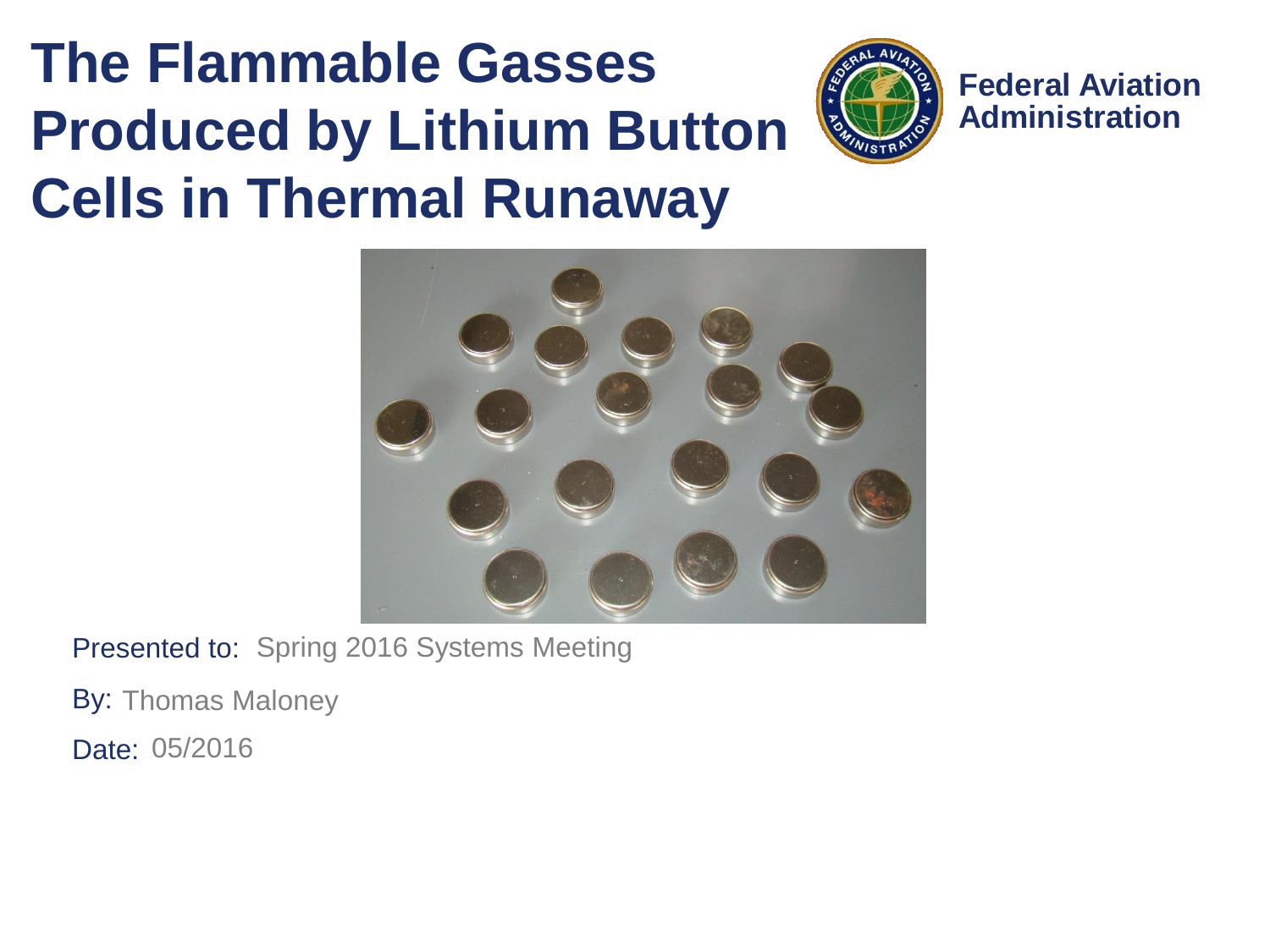# The Flammable Gasses Produced by Lithium Button Cells in Thermal Runaway

**Federal Aviation Administration**

Presented to: Spring 2016 Systems Meeting

By: Thomas Maloney

Date: 05/2016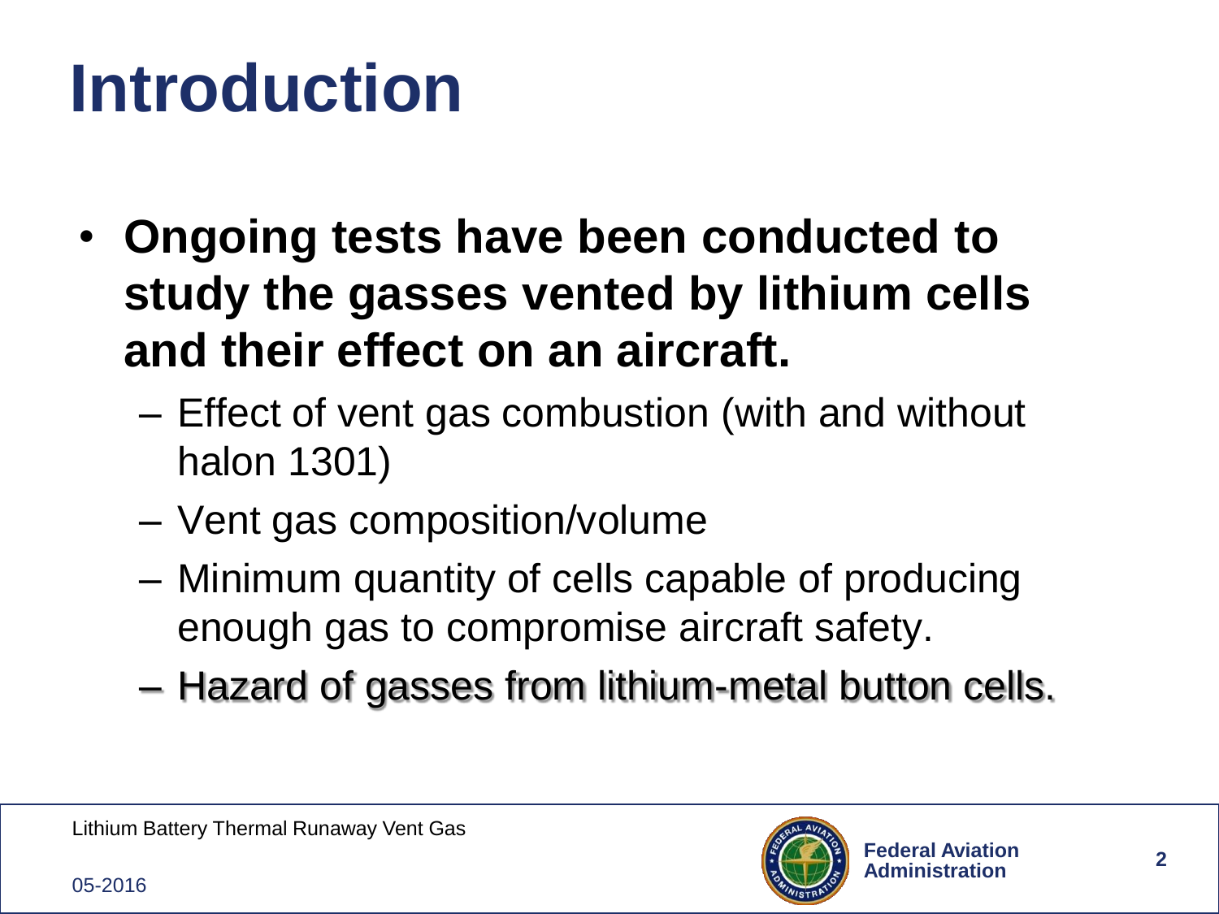# Introduction

- **Ongoing tests have been conducted to study the gasses vented by lithium cells and their effect on an aircraft.**
  - Effect of vent gas combustion (with and without halon 1301)
  - Vent gas composition/volume
  - Minimum quantity of cells capable of producing enough gas to compromise aircraft safety.
  - Hazard of gasses from lithium-metal button cells.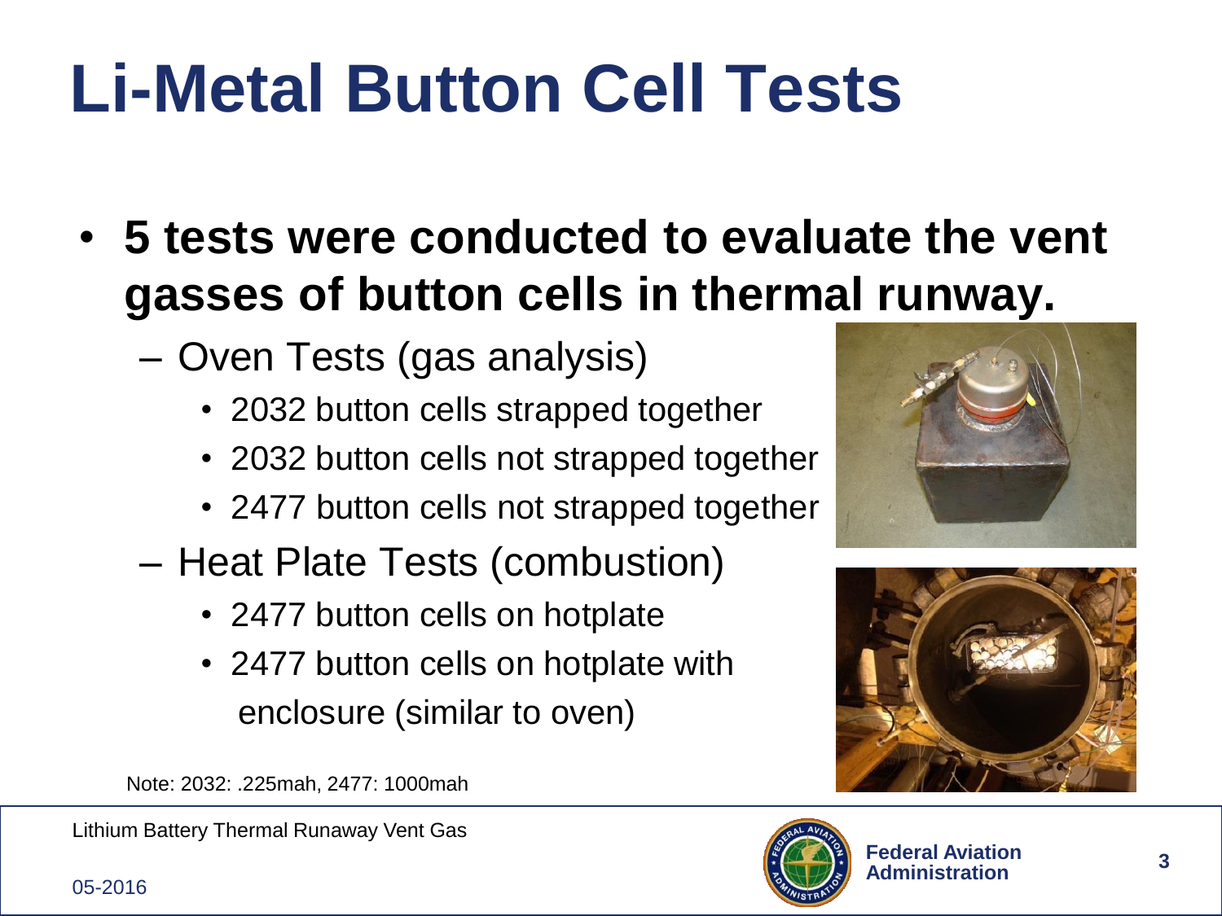# Li-Metal Button Cell Tests

- **5 tests were conducted to evaluate the vent gasses of button cells in thermal runway.**
  - Oven Tests (gas analysis)
    - 2032 button cells strapped together
    - 2032 button cells not strapped together
    - 2477 button cells not strapped together
  - Heat Plate Tests (combustion)
    - 2477 button cells on hotplate
    - 2477 button cells on hotplate with enclosure (similar to oven)

Note: 2032: .225mah, 2477: 1000mah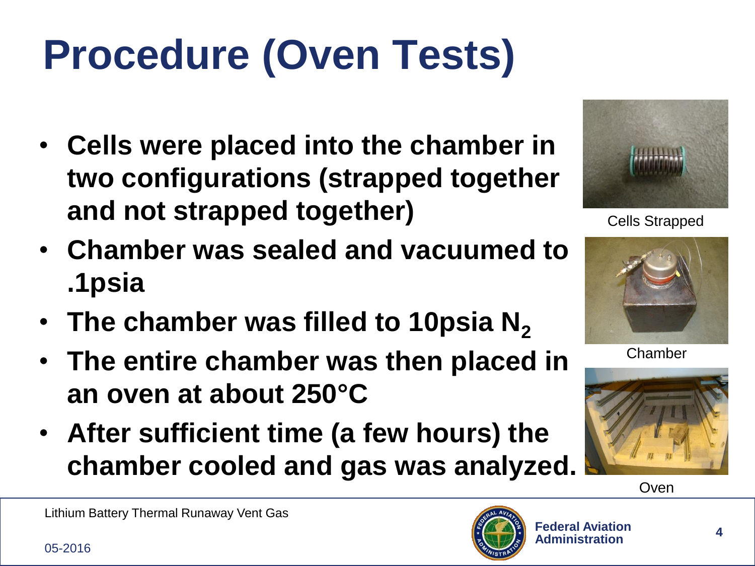# Procedure (Oven Tests)

- **Cells were placed into the chamber in two configurations (strapped together and not strapped together)**
- **Chamber was sealed and vacuumed to .1psia**
- **The chamber was filled to 10psia $N_2$**
- **The entire chamber was then placed in an oven at about 250°C**
- **After sufficient time (a few hours) the chamber cooled and gas was analyzed.**

Cells Strapped

Chamber

Oven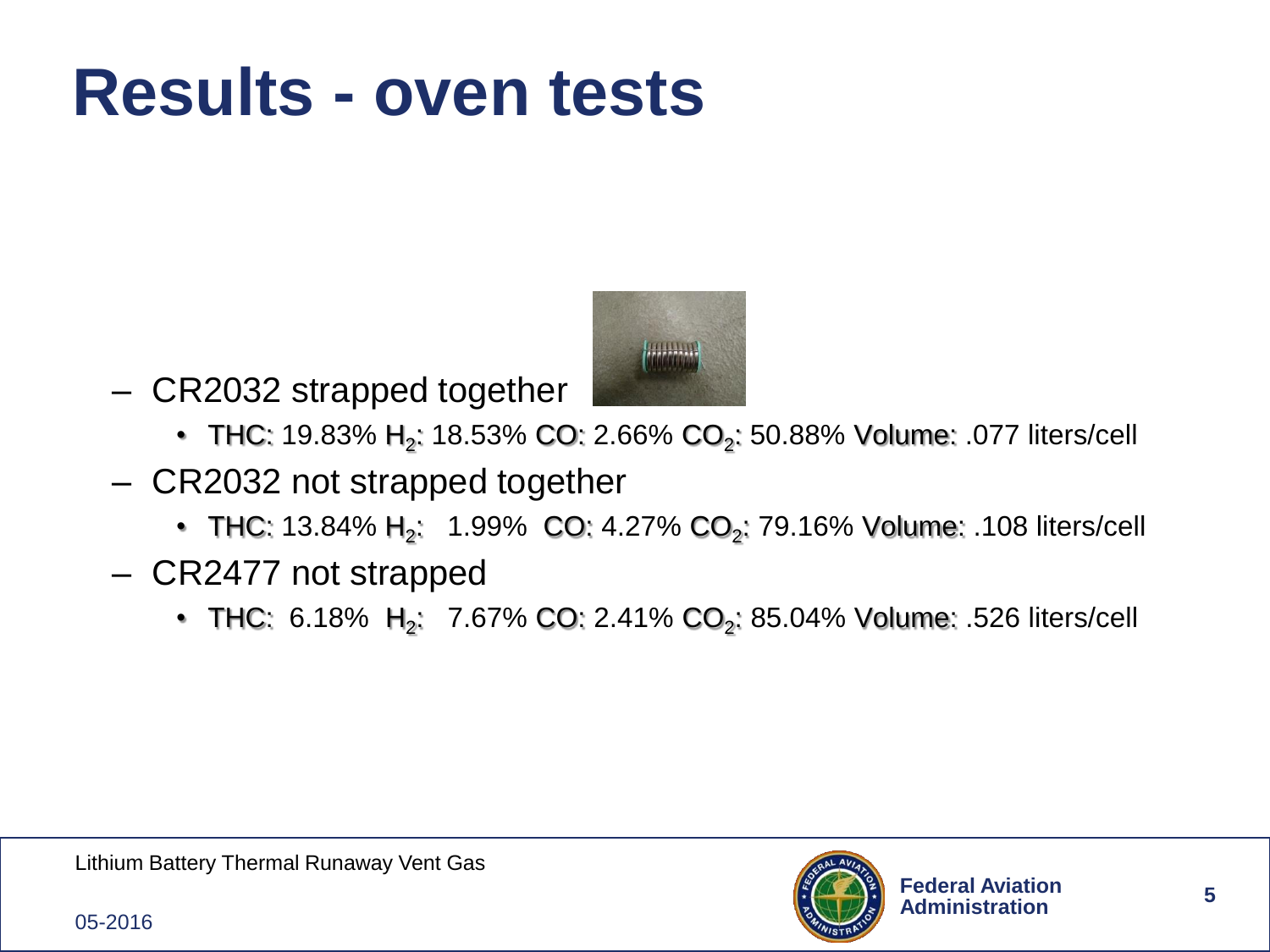# Results - oven tests

- CR2032 strapped together
  - THC: 19.83% $H_2$: 18.53% CO: 2.66% $CO_2$: 50.88% Volume: .077 liters/cell
- CR2032 not strapped together
  - THC: 13.84% $H_2$: 1.99% CO: 4.27% $CO_2$: 79.16% Volume: .108 liters/cell
- CR2477 not strapped
  - THC: 6.18% $H_2$: 7.67% CO: 2.41% $CO_2$: 85.04% Volume: .526 liters/cell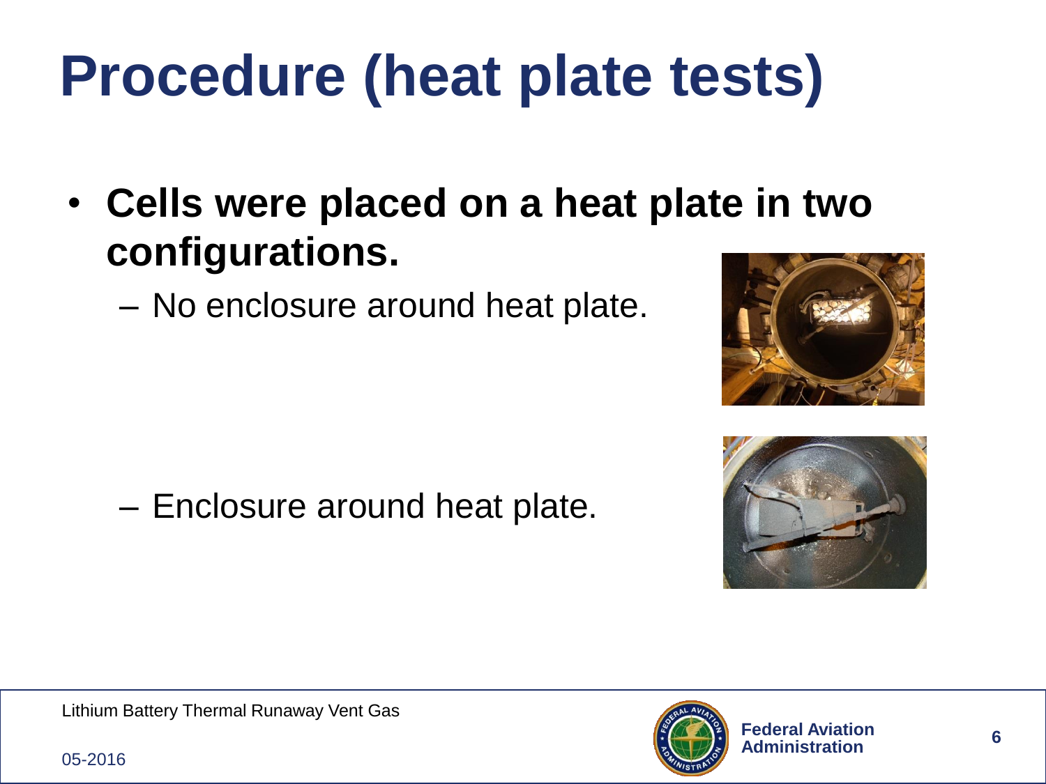# Procedure (heat plate tests)

- **Cells were placed on a heat plate in two configurations.**
  - No enclosure around heat plate.
  - Enclosure around heat plate.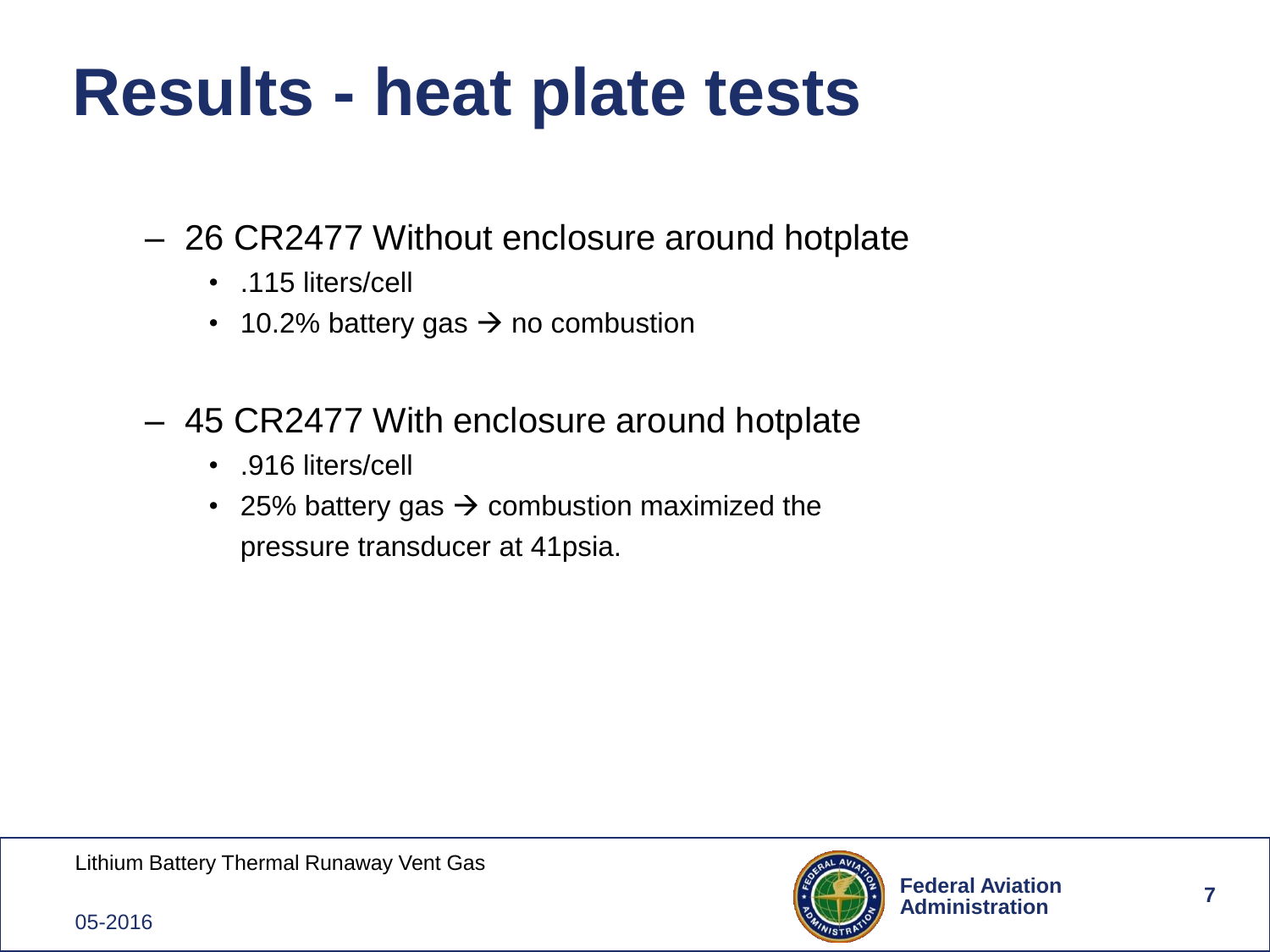# Results - heat plate tests

- 26 CR2477 Without enclosure around hotplate
  - .115 liters/cell
  - 10.2% battery gas → no combustion
- 45 CR2477 With enclosure around hotplate
  - .916 liters/cell
  - 25% battery gas → combustion maximized the pressure transducer at 41psia.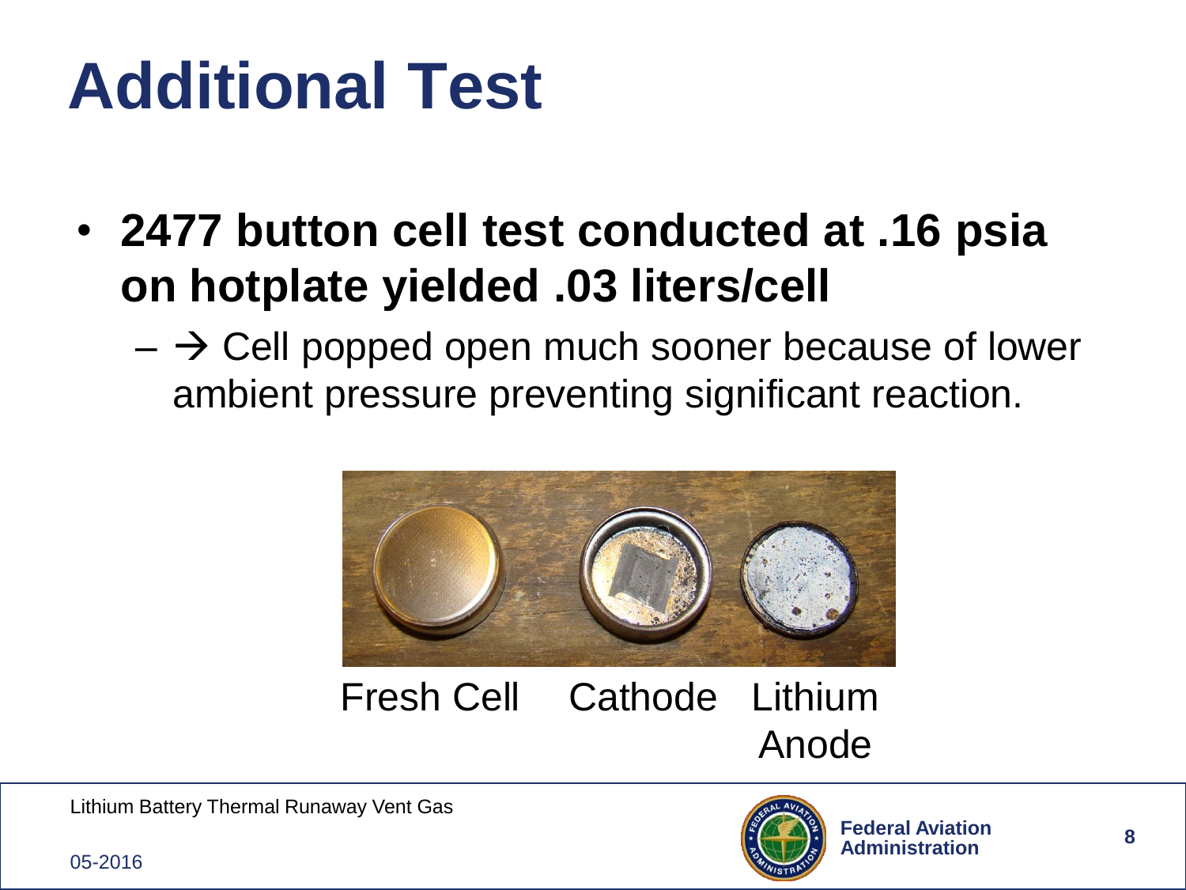# Additional Test

- **2477 button cell test conducted at .16 psia on hotplate yielded .03 liters/cell**
  - → Cell popped open much sooner because of lower ambient pressure preventing significant reaction.

Fresh Cell  Cathode  Lithium Anode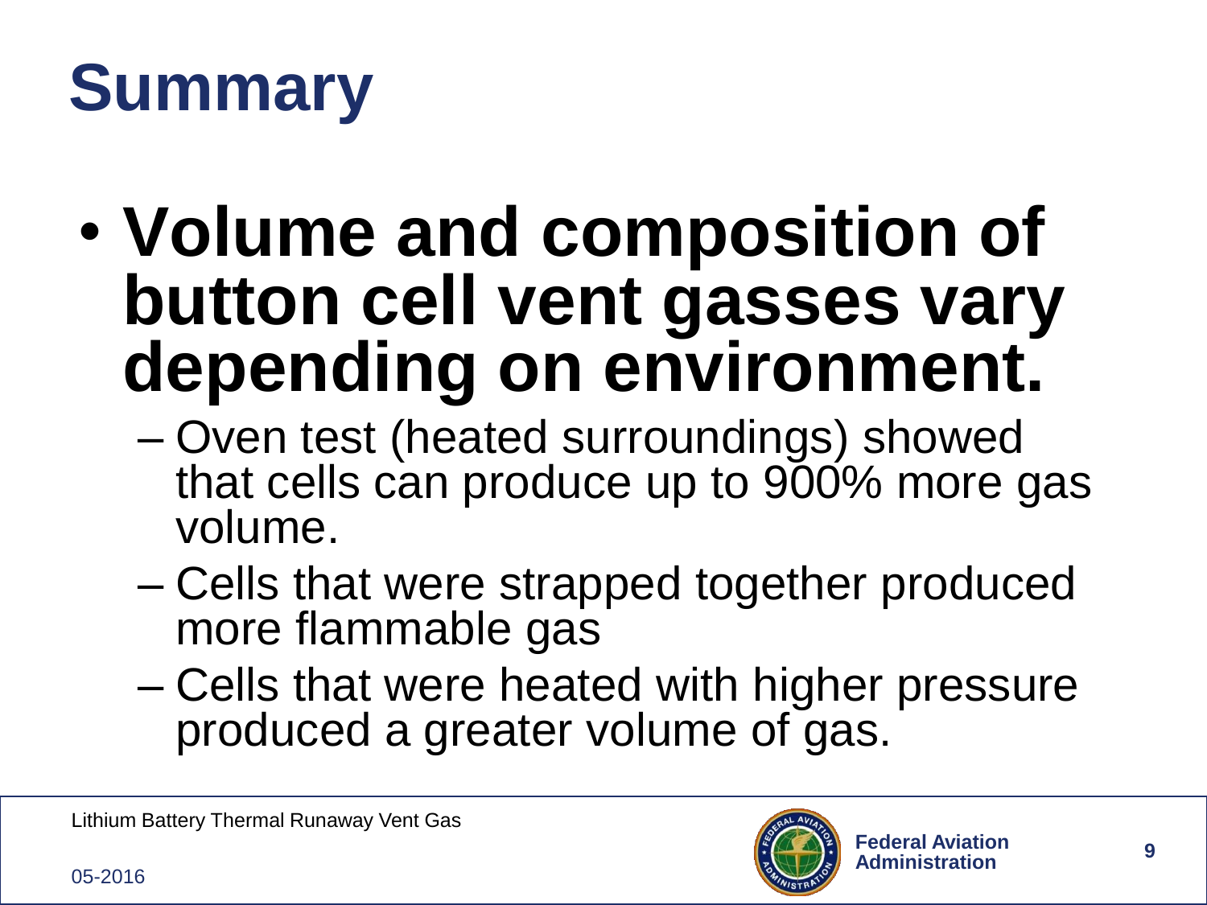# Summary

- **Volume and composition of button cell vent gasses vary depending on environment.**
  - Oven test (heated surroundings) showed that cells can produce up to 900% more gas volume.
  - Cells that were strapped together produced more flammable gas
  - Cells that were heated with higher pressure produced a greater volume of gas.